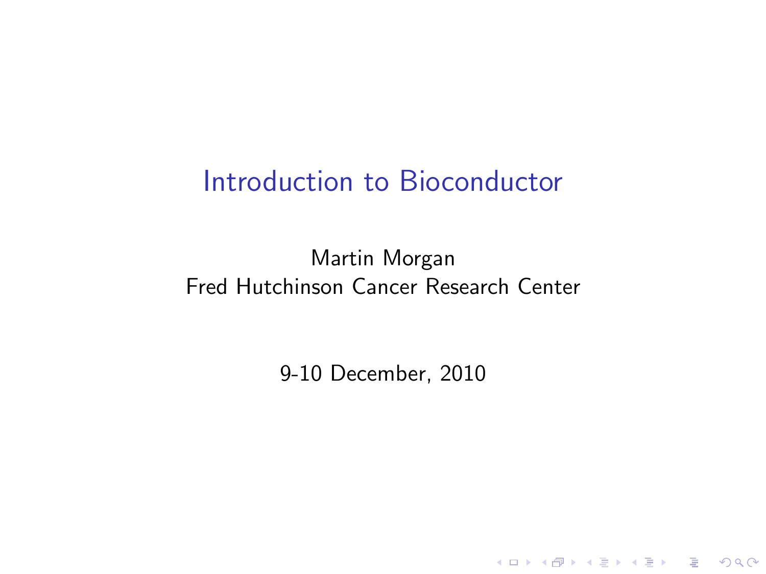# Introduction to Bioconductor

Martin Morgan
Fred Hutchinson Cancer Research Center

9-10 December, 2010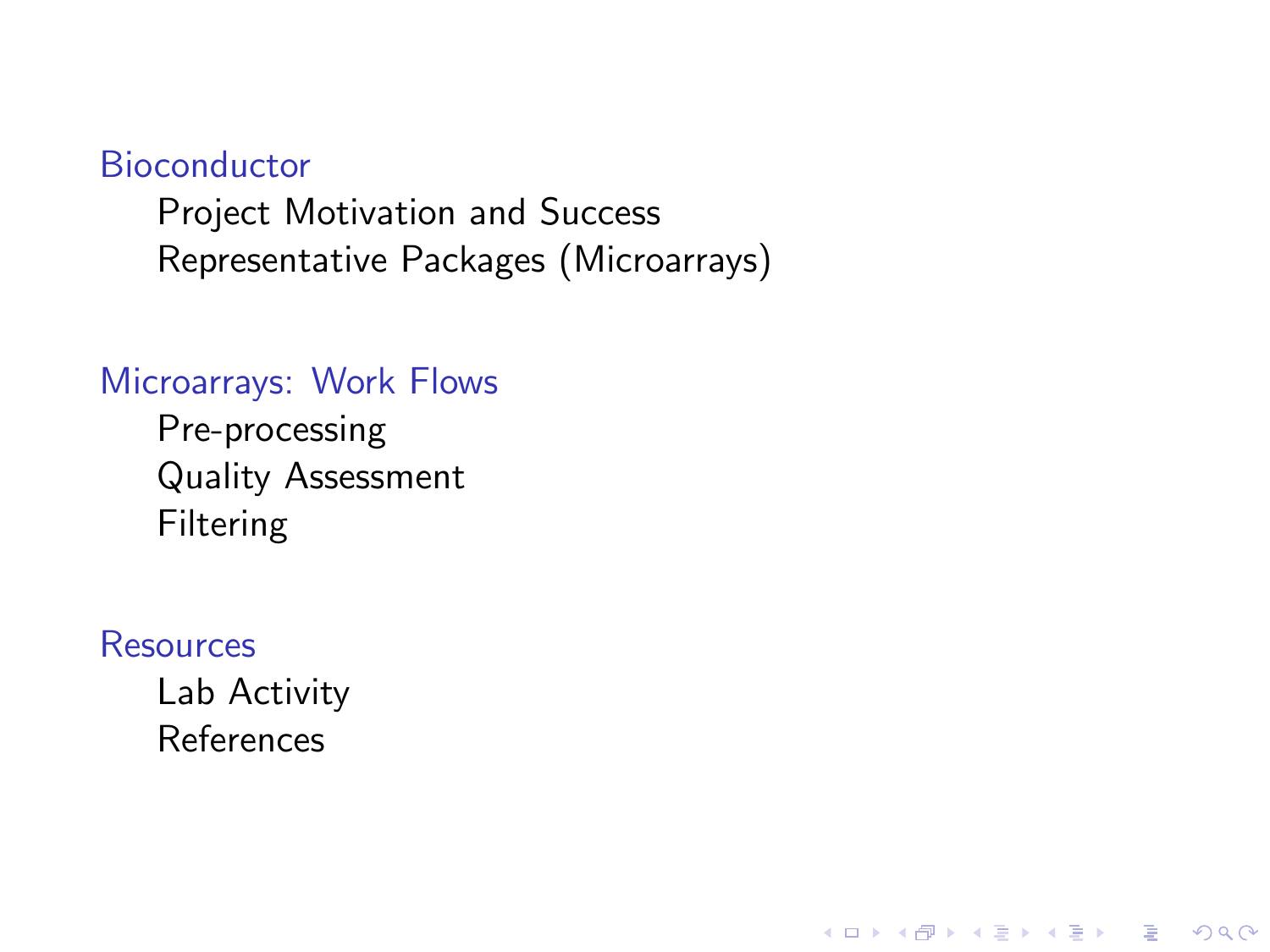## Bioconductor

- Project Motivation and Success
- Representative Packages (Microarrays)

## Microarrays: Work Flows

- Pre-processing
- Quality Assessment
- Filtering

## Resources

- Lab Activity
- References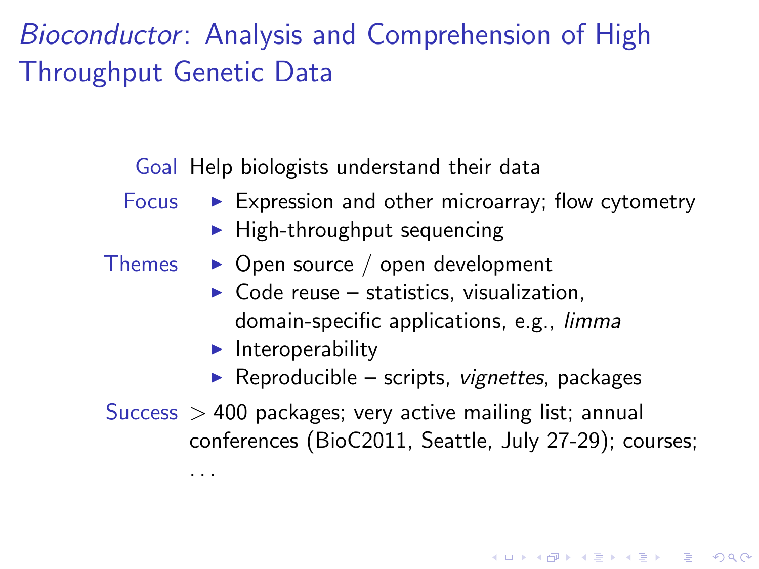# *Bioconductor*: Analysis and Comprehension of High Throughput Genetic Data

**Goal** Help biologists understand their data

**Focus**

- Expression and other microarray; flow cytometry
- High-throughput sequencing

**Themes**

- Open source / open development
- Code reuse – statistics, visualization, domain-specific applications, e.g., *limma*
- Interoperability
- Reproducible – scripts, *vignettes*, packages

**Success** > 400 packages; very active mailing list; annual conferences (BioC2011, Seattle, July 27-29); courses; ...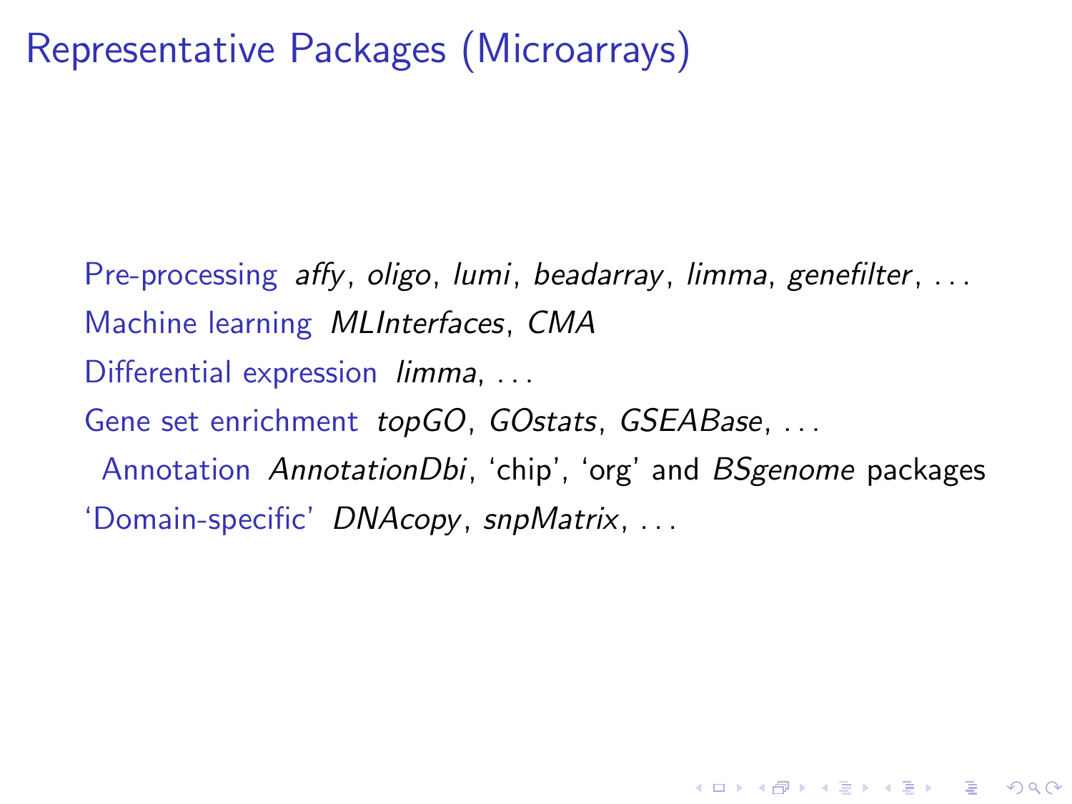# Representative Packages (Microarrays)

- Pre-processing *affy*, *oligo*, *lumi*, *beadarray*, *limma*, *genefilter*, ...
- Machine learning *MLInterfaces*, *CMA*
- Differential expression *limma*, ...
- Gene set enrichment *topGO*, *GOstats*, *GSEABase*, ...
- Annotation *AnnotationDbi*, 'chip', 'org' and *BSgenome* packages
- 'Domain-specific' *DNAcopy*, *snpMatrix*, ...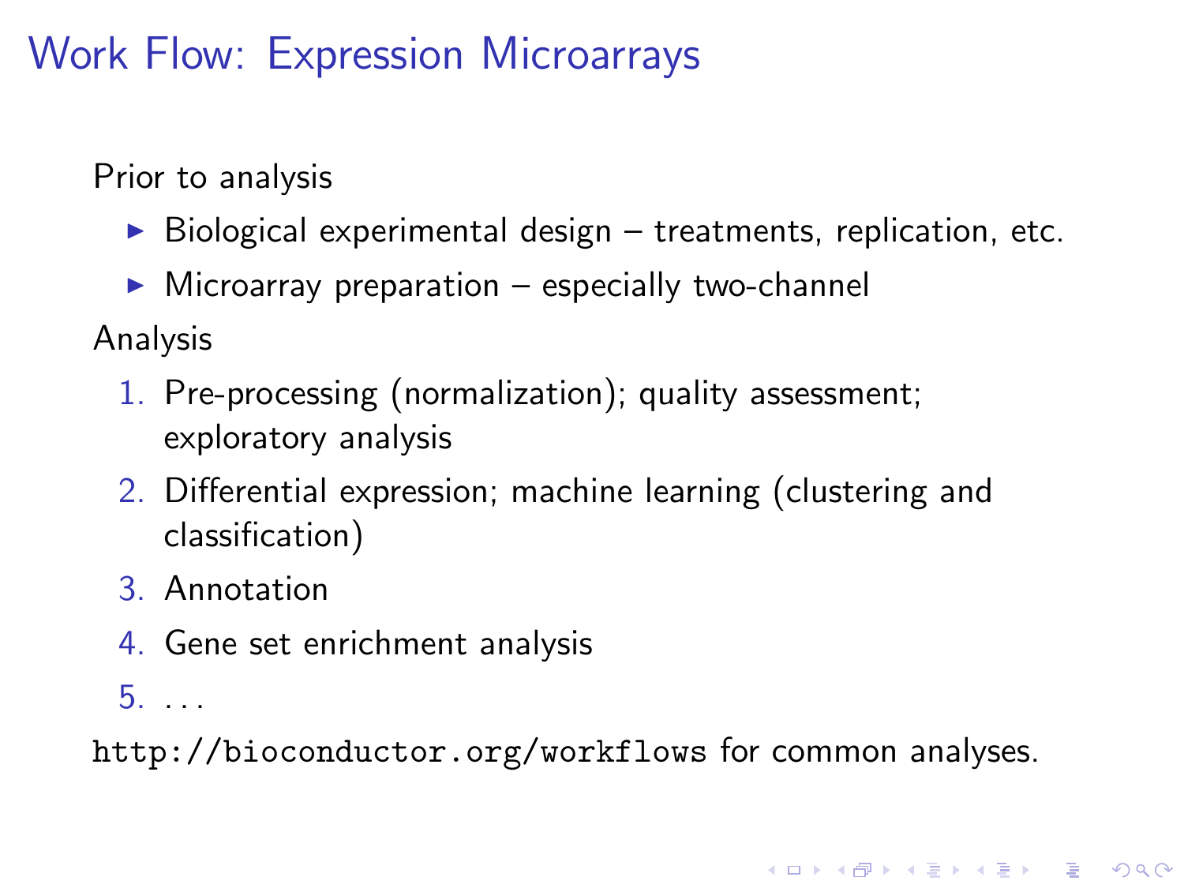# Work Flow: Expression Microarrays

Prior to analysis

- Biological experimental design – treatments, replication, etc.
- Microarray preparation – especially two-channel

Analysis

1. Pre-processing (normalization); quality assessment; exploratory analysis
2. Differential expression; machine learning (clustering and classification)
3. Annotation
4. Gene set enrichment analysis
5. ...

`http://bioconductor.org/workflows` for common analyses.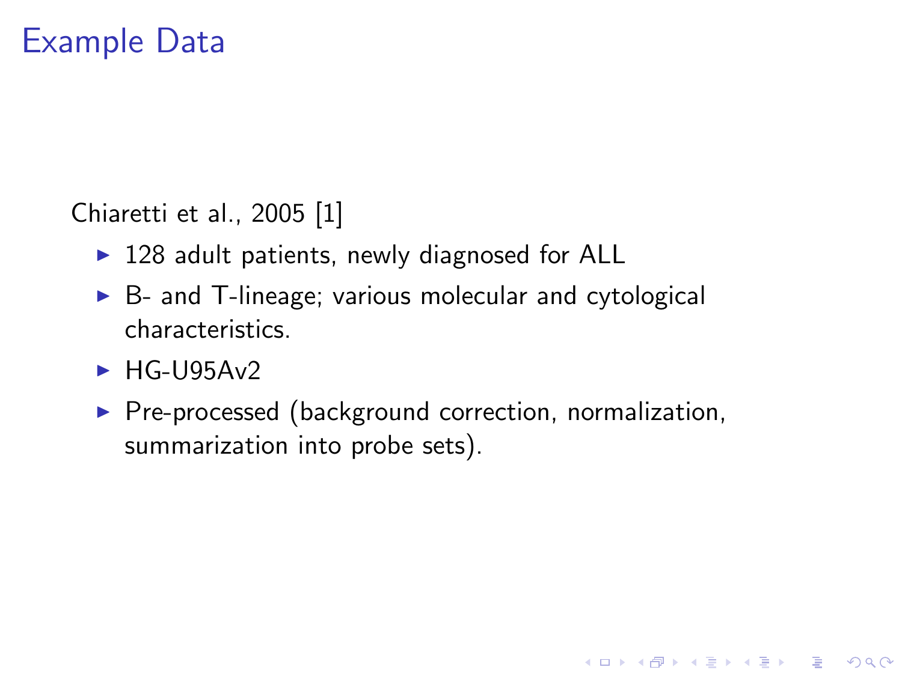# Example Data

Chiaretti et al., 2005 [1]

- 128 adult patients, newly diagnosed for ALL
- B- and T-lineage; various molecular and cytological characteristics.
- HG-U95Av2
- Pre-processed (background correction, normalization, summarization into probe sets).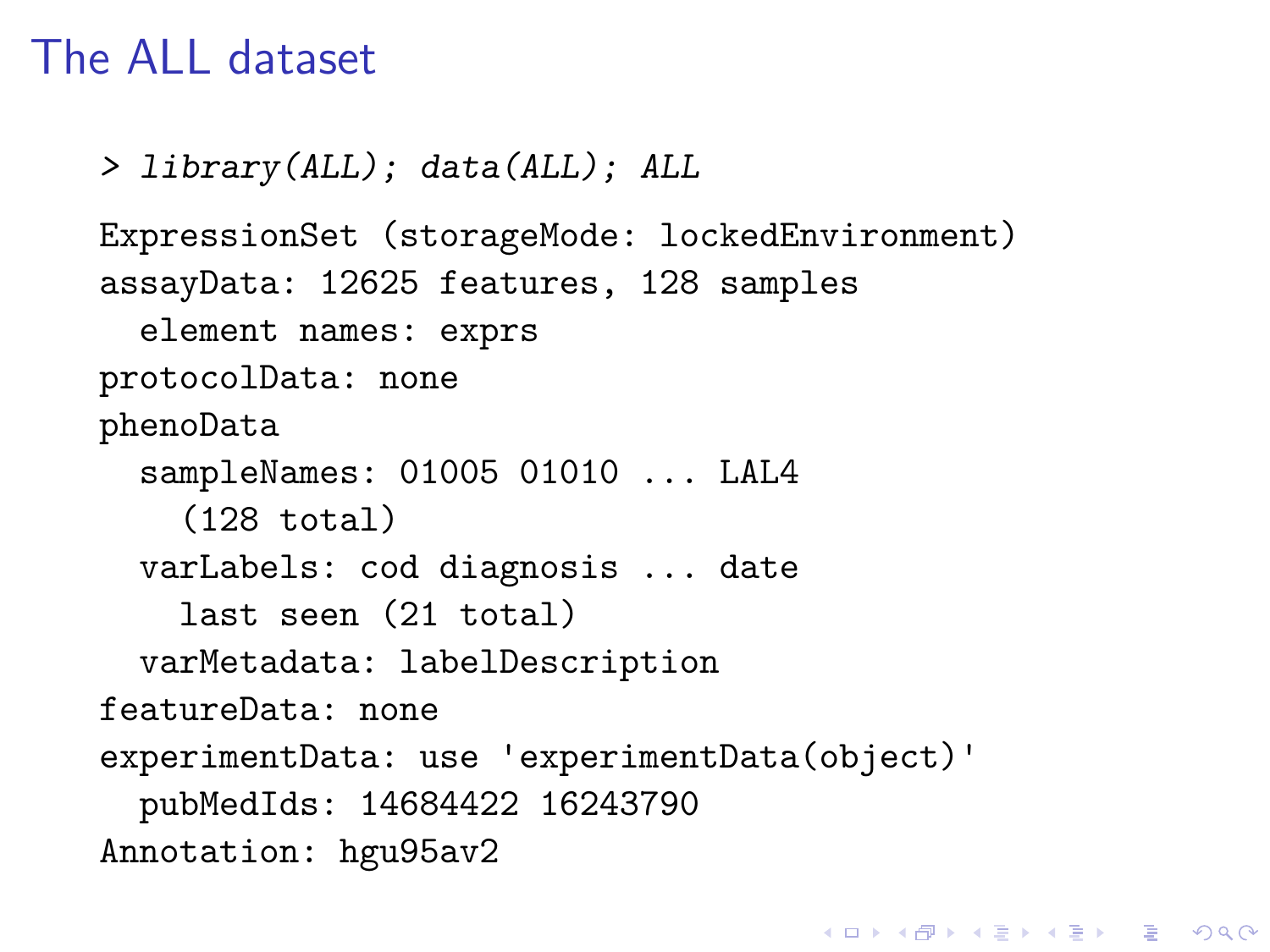# The ALL dataset

```
> library(ALL); data(ALL); ALL

ExpressionSet (storageMode: lockedEnvironment)
assayData: 12625 features, 128 samples
  element names: exprs
protocolData: none
phenoData
  sampleNames: 01005 01010 ... LAL4
    (128 total)
  varLabels: cod diagnosis ... date
    last seen (21 total)
  varMetadata: labelDescription
featureData: none
experimentData: use 'experimentData(object)'
  pubMedIds: 14684422 16243790
Annotation: hgu95av2
```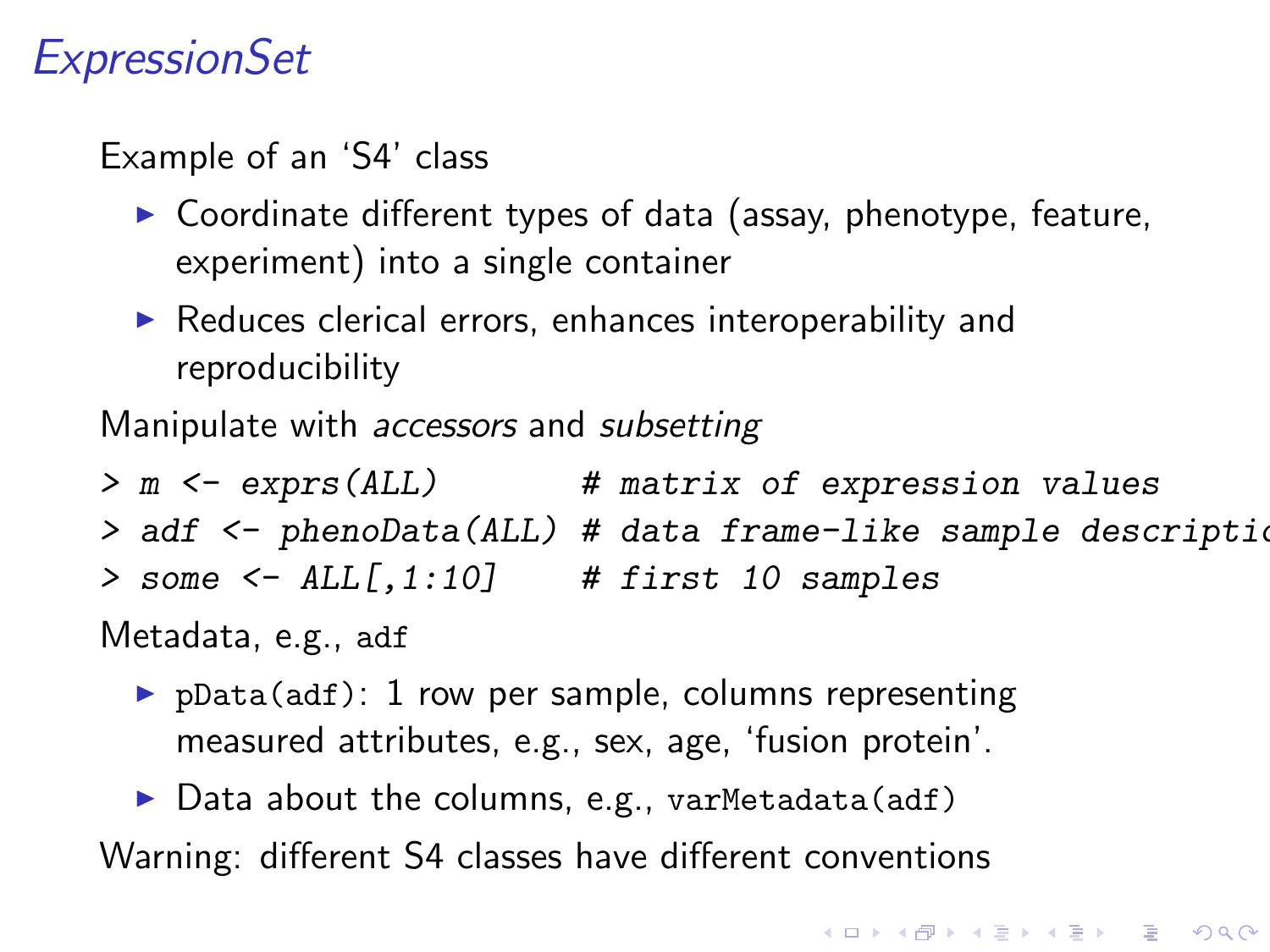# *ExpressionSet*

Example of an 'S4' class

- Coordinate different types of data (assay, phenotype, feature, experiment) into a single container
- Reduces clerical errors, enhances interoperability and reproducibility

Manipulate with *accessors* and *subsetting*

```
> m <- exprs(ALL)         # matrix of expression values
> adf <- phenoData(ALL) # data frame-like sample descriptio
> some <- ALL[,1:10]     # first 10 samples
```

Metadata, e.g., `adf`

- `pData(adf)`: 1 row per sample, columns representing measured attributes, e.g., sex, age, 'fusion protein'.
- Data about the columns, e.g., `varMetadata(adf)`

Warning: different S4 classes have different conventions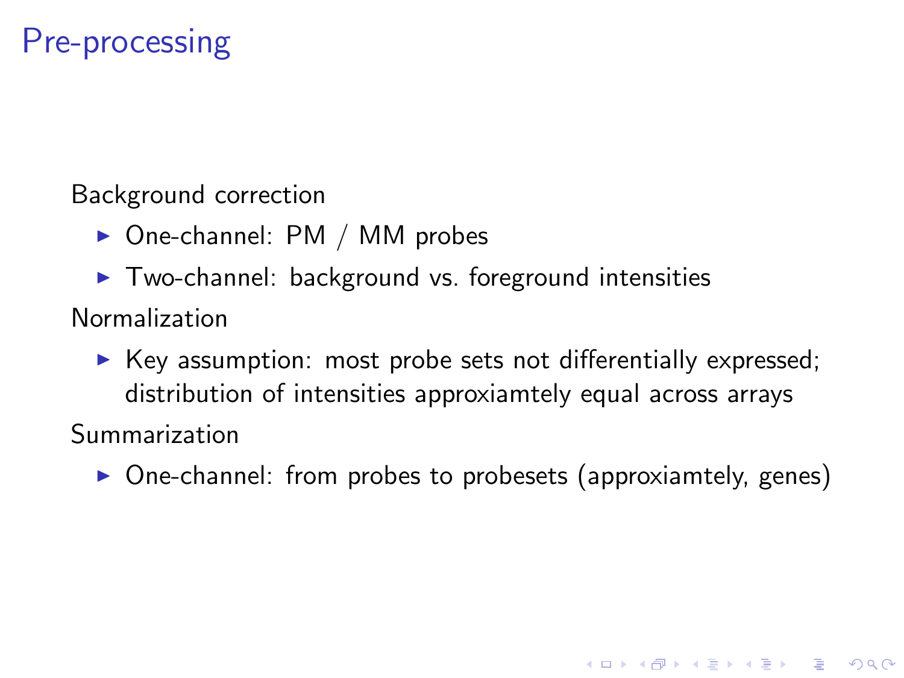# Pre-processing

Background correction

- One-channel: PM / MM probes
- Two-channel: background vs. foreground intensities

Normalization

- Key assumption: most probe sets not differentially expressed; distribution of intensities approxiamtely equal across arrays

Summarization

- One-channel: from probes to probesets (approxiamtely, genes)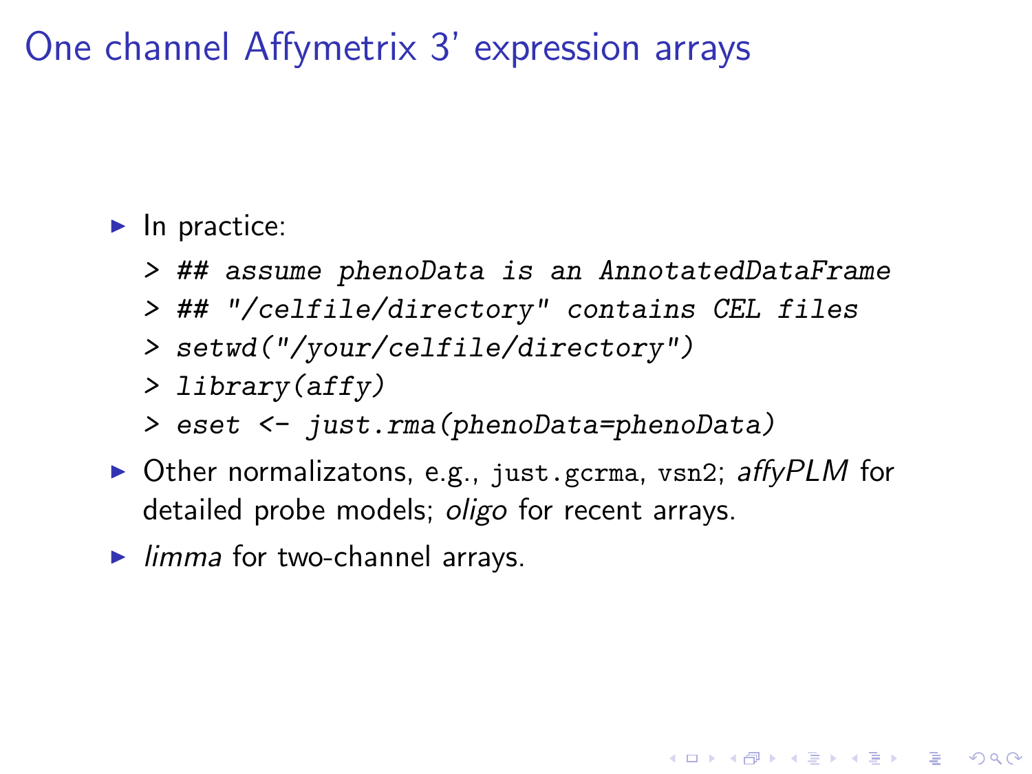# One channel Affymetrix 3' expression arrays

- In practice:

```
> ## assume phenoData is an AnnotatedDataFrame
> ## "/celfile/directory" contains CEL files
> setwd("/your/celfile/directory")
> library(affy)
> eset <- just.rma(phenoData=phenoData)
```

- Other normalizatons, e.g., `just.gcrma`, `vsn2`; *affyPLM* for detailed probe models; *oligo* for recent arrays.
- *limma* for two-channel arrays.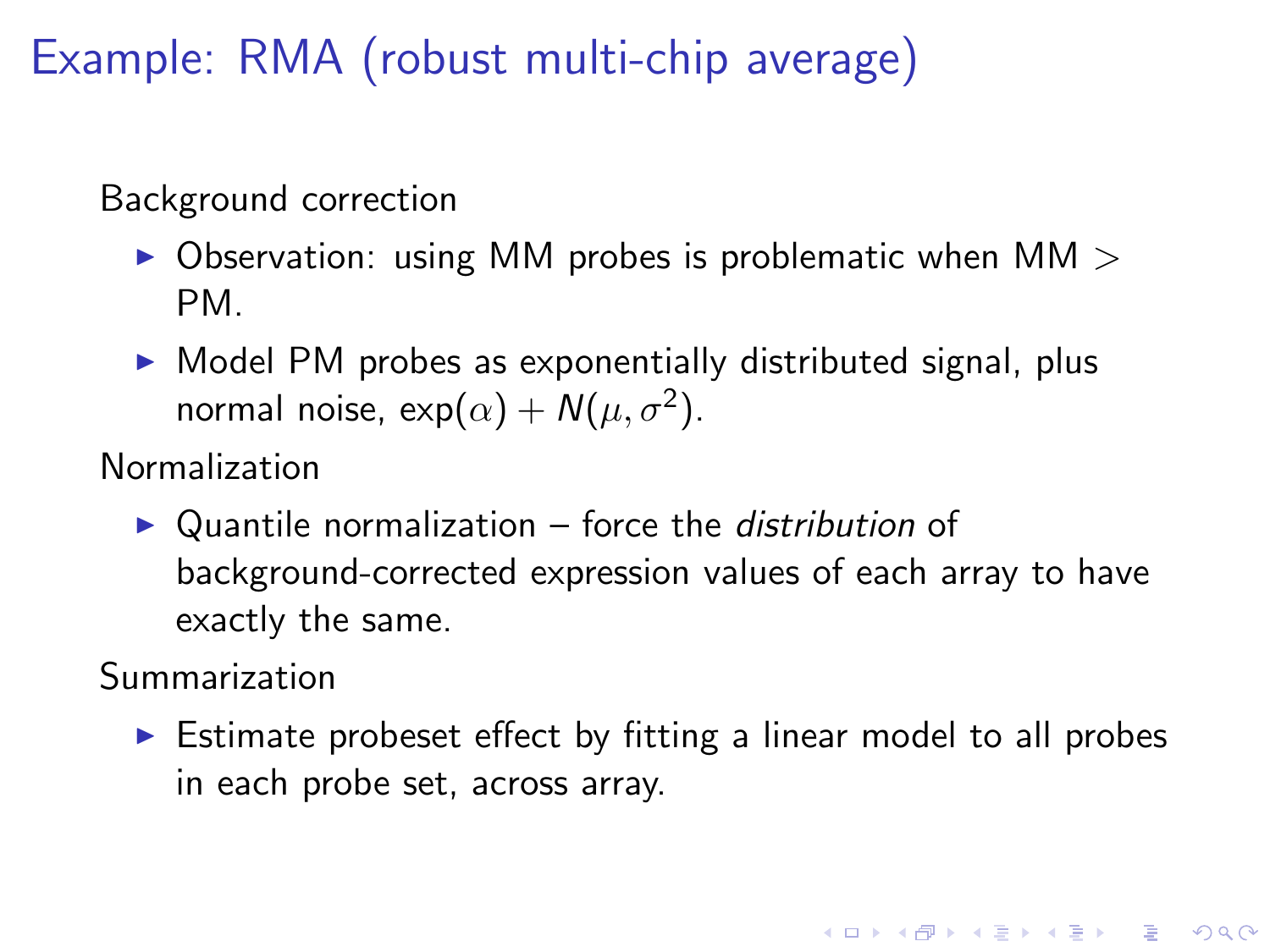# Example: RMA (robust multi-chip average)

Background correction

- Observation: using MM probes is problematic when MM $>$ PM.
- Model PM probes as exponentially distributed signal, plus normal noise, $\exp(\alpha) + N(\mu, \sigma^2)$.

Normalization

- Quantile normalization – force the *distribution* of background-corrected expression values of each array to have exactly the same.

Summarization

- Estimate probeset effect by fitting a linear model to all probes in each probe set, across array.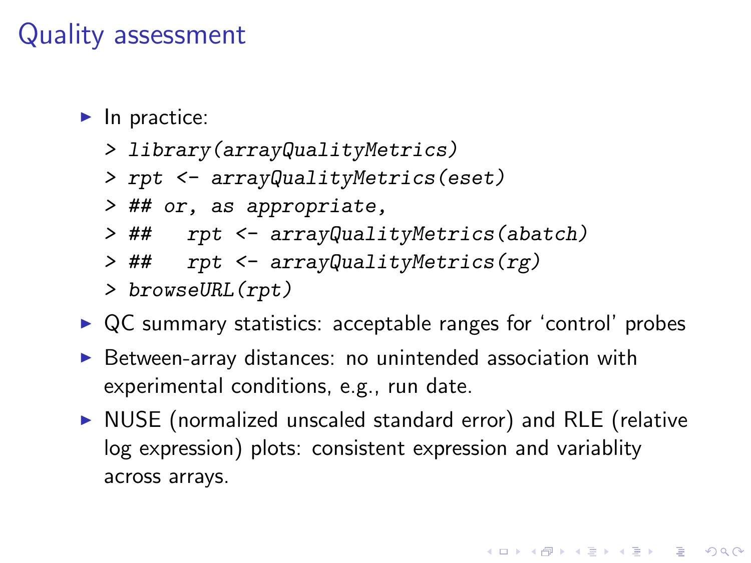# Quality assessment

- In practice:

```
> library(arrayQualityMetrics)
> rpt <- arrayQualityMetrics(eset)
> ## or, as appropriate,
> ##   rpt <- arrayQualityMetrics(abatch)
> ##   rpt <- arrayQualityMetrics(rg)
> browseURL(rpt)
```

- QC summary statistics: acceptable ranges for 'control' probes
- Between-array distances: no unintended association with experimental conditions, e.g., run date.
- NUSE (normalized unscaled standard error) and RLE (relative log expression) plots: consistent expression and variablity across arrays.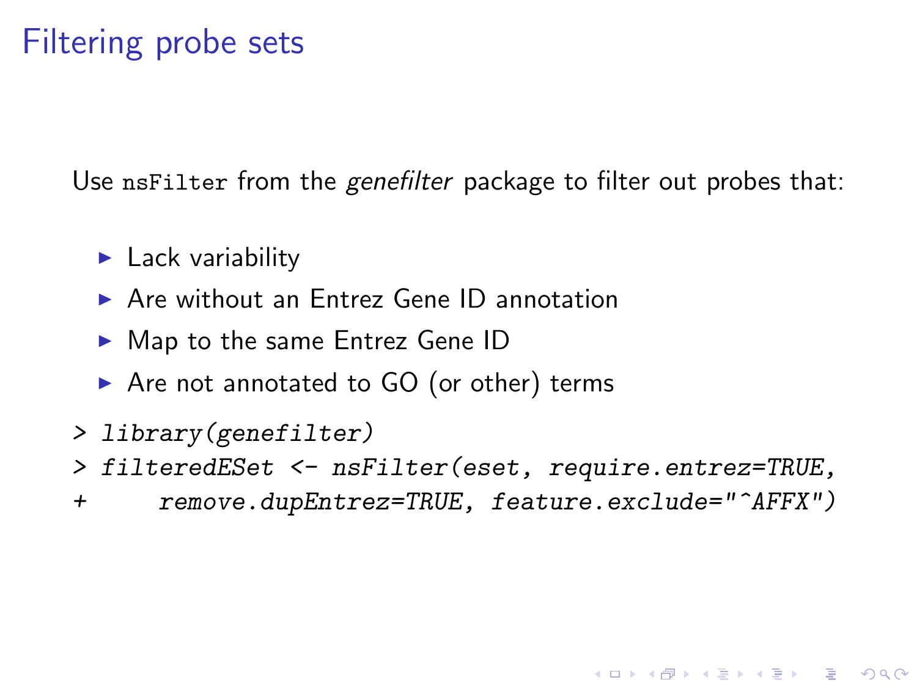# Filtering probe sets

Use `nsFilter` from the *genefilter* package to filter out probes that:

- Lack variability
- Are without an Entrez Gene ID annotation
- Map to the same Entrez Gene ID
- Are not annotated to GO (or other) terms

```
> library(genefilter)
> filteredESet <- nsFilter(eset, require.entrez=TRUE,
+      remove.dupEntrez=TRUE, feature.exclude="^AFFX")
```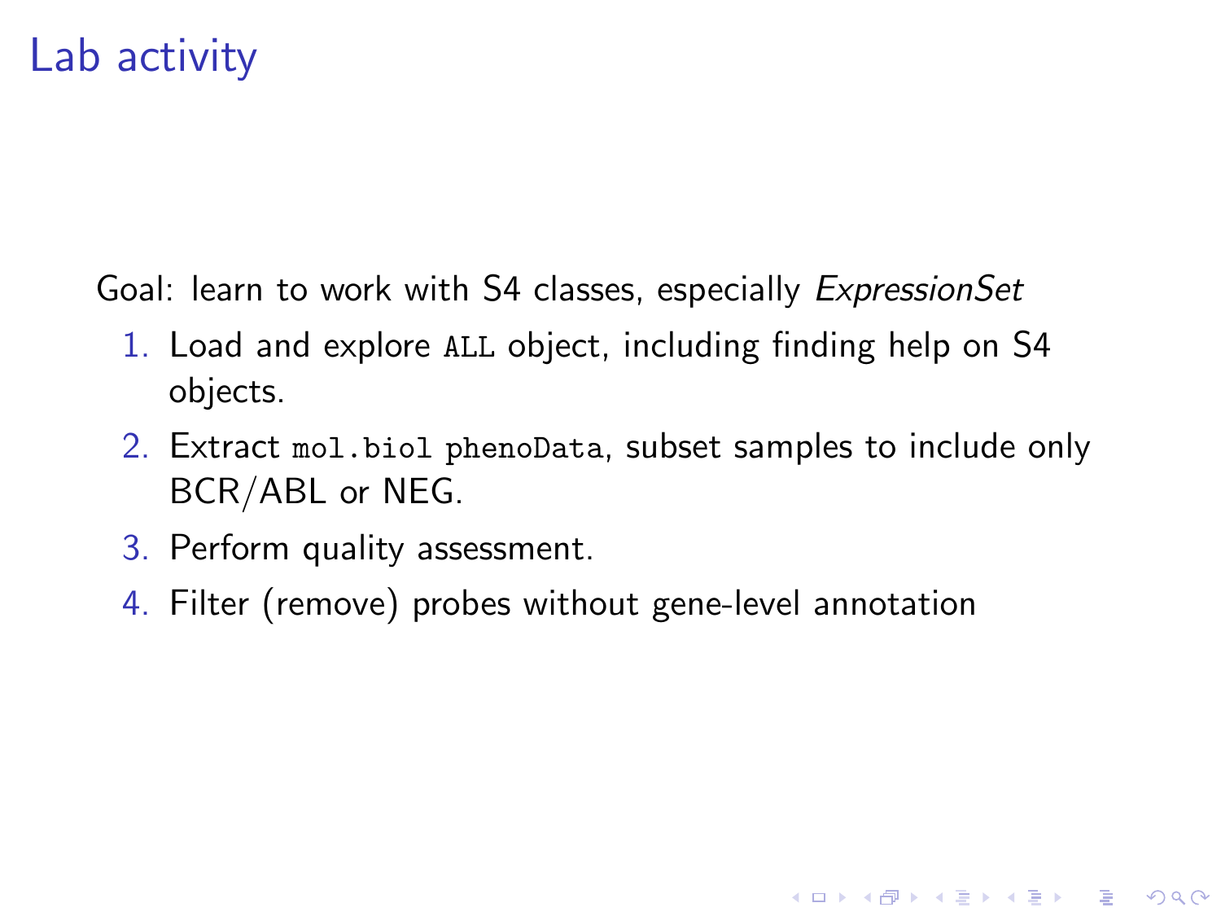# Lab activity

Goal: learn to work with S4 classes, especially *ExpressionSet*

1. Load and explore `ALL` object, including finding help on S4 objects.
2. Extract `mol.biol` `phenoData`, subset samples to include only BCR/ABL or NEG.
3. Perform quality assessment.
4. Filter (remove) probes without gene-level annotation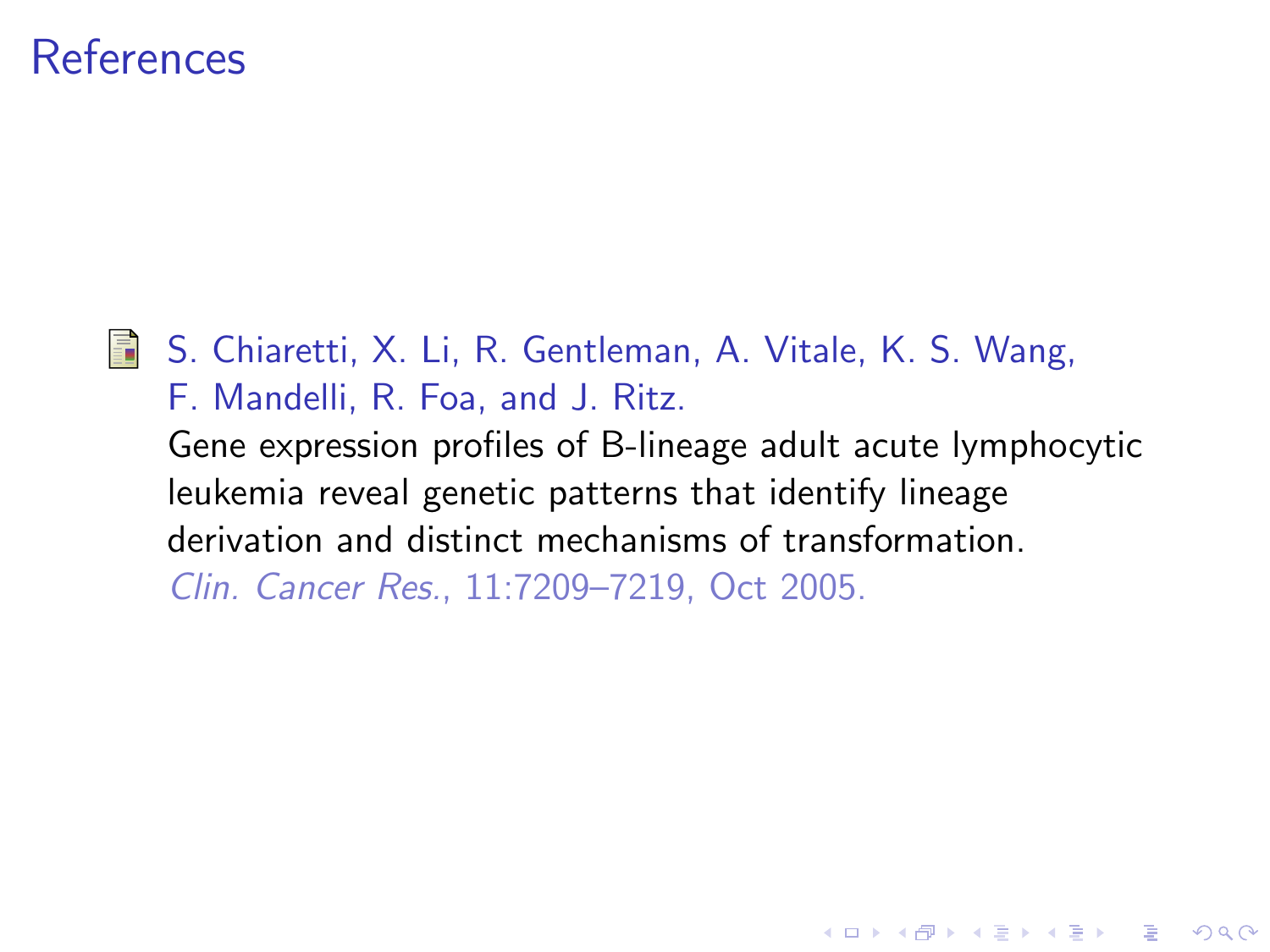# References

- S. Chiaretti, X. Li, R. Gentleman, A. Vitale, K. S. Wang, F. Mandelli, R. Foa, and J. Ritz.
  Gene expression profiles of B-lineage adult acute lymphocytic leukemia reveal genetic patterns that identify lineage derivation and distinct mechanisms of transformation.
  *Clin. Cancer Res.*, 11:7209–7219, Oct 2005.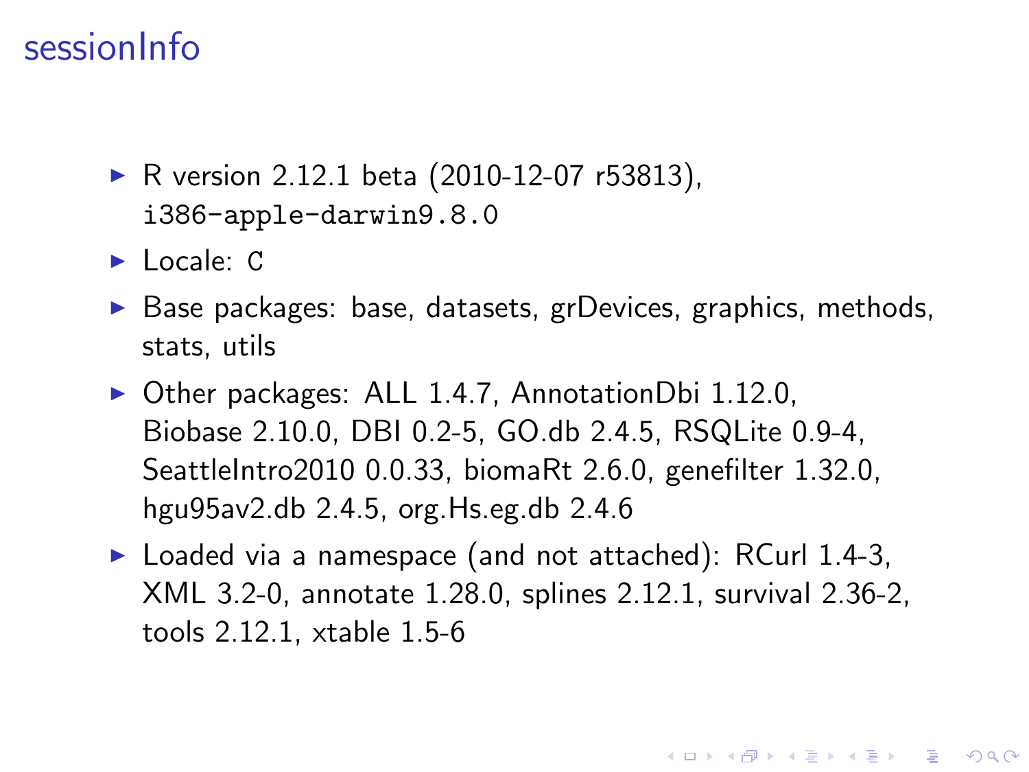# sessionInfo

- R version 2.12.1 beta (2010-12-07 r53813), `i386-apple-darwin9.8.0`
- Locale: `C`
- Base packages: base, datasets, grDevices, graphics, methods, stats, utils
- Other packages: ALL 1.4.7, AnnotationDbi 1.12.0, Biobase 2.10.0, DBI 0.2-5, GO.db 2.4.5, RSQLite 0.9-4, SeattleIntro2010 0.0.33, biomaRt 2.6.0, genefilter 1.32.0, hgu95av2.db 2.4.5, org.Hs.eg.db 2.4.6
- Loaded via a namespace (and not attached): RCurl 1.4-3, XML 3.2-0, annotate 1.28.0, splines 2.12.1, survival 2.36-2, tools 2.12.1, xtable 1.5-6